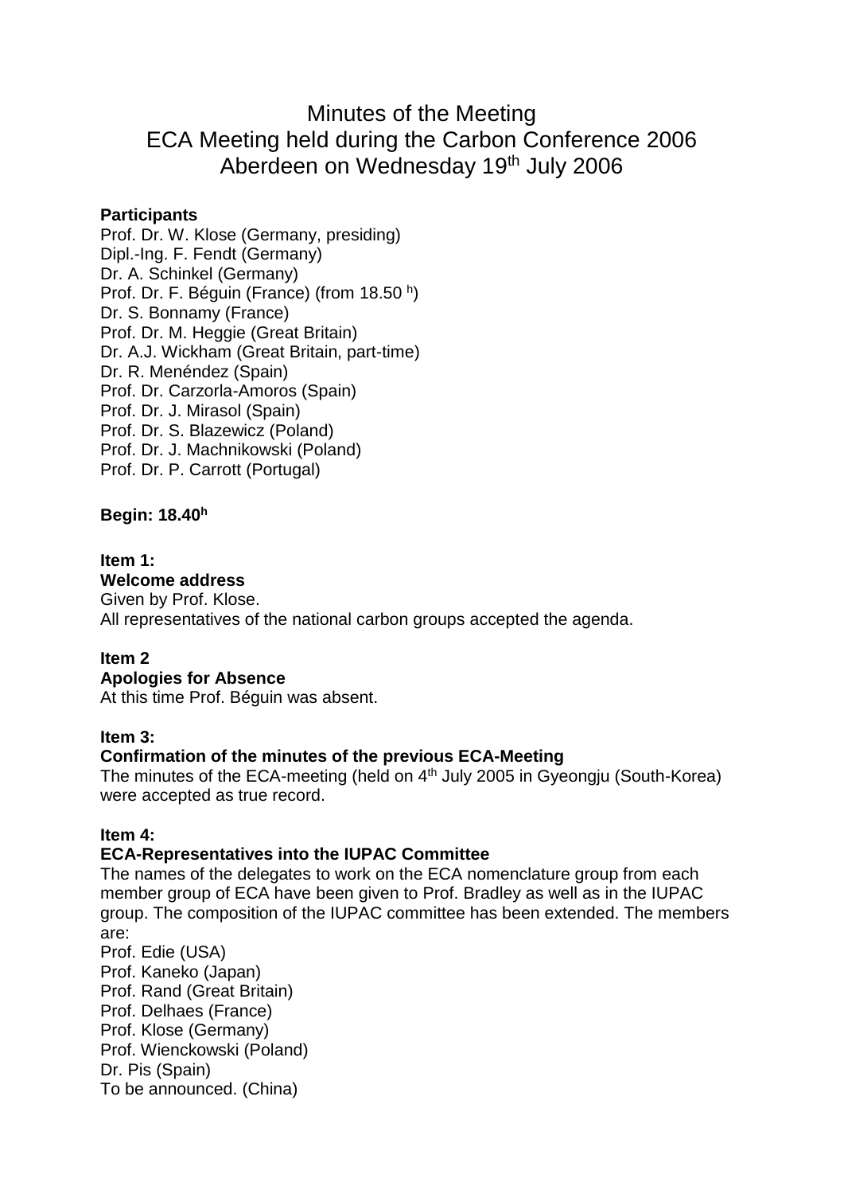# Minutes of the Meeting
# ECA Meeting held during the Carbon Conference 2006
# Aberdeen on Wednesday 19th July 2006

**Participants**

Prof. Dr. W. Klose (Germany, presiding)
Dipl.-Ing. F. Fendt (Germany)
Dr. A. Schinkel (Germany)
Prof. Dr. F. Béguin (France) (from 18.50 h)
Dr. S. Bonnamy (France)
Prof. Dr. M. Heggie (Great Britain)
Dr. A.J. Wickham (Great Britain, part-time)
Dr. R. Menéndez (Spain)
Prof. Dr. Carzorla-Amoros (Spain)
Prof. Dr. J. Mirasol (Spain)
Prof. Dr. S. Blazewicz (Poland)
Prof. Dr. J. Machnikowski (Poland)
Prof. Dr. P. Carrott (Portugal)

**Begin: 18.40h**

**Item 1:**
**Welcome address**
Given by Prof. Klose.
All representatives of the national carbon groups accepted the agenda.

**Item 2**
**Apologies for Absence**
At this time Prof. Béguin was absent.

**Item 3:**
**Confirmation of the minutes of the previous ECA-Meeting**
The minutes of the ECA-meeting (held on 4th July 2005 in Gyeongju (South-Korea) were accepted as true record.

**Item 4:**
**ECA-Representatives into the IUPAC Committee**
The names of the delegates to work on the ECA nomenclature group from each member group of ECA have been given to Prof. Bradley as well as in the IUPAC group. The composition of the IUPAC committee has been extended. The members are:

Prof. Edie (USA)
Prof. Kaneko (Japan)
Prof. Rand (Great Britain)
Prof. Delhaes (France)
Prof. Klose (Germany)
Prof. Wienckowski (Poland)
Dr. Pis (Spain)
To be announced. (China)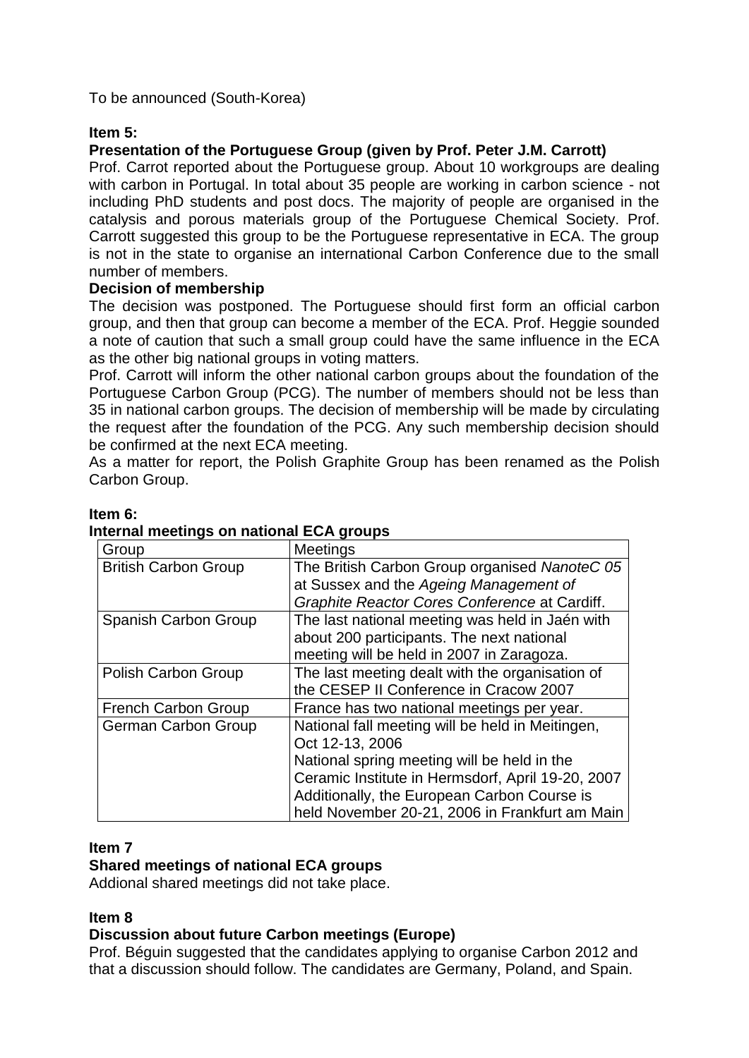To be announced (South-Korea)

**Item 5:**

**Presentation of the Portuguese Group (given by Prof. Peter J.M. Carrott)**

Prof. Carrot reported about the Portuguese group. About 10 workgroups are dealing with carbon in Portugal. In total about 35 people are working in carbon science - not including PhD students and post docs. The majority of people are organised in the catalysis and porous materials group of the Portuguese Chemical Society. Prof. Carrott suggested this group to be the Portuguese representative in ECA. The group is not in the state to organise an international Carbon Conference due to the small number of members.

**Decision of membership**

The decision was postponed. The Portuguese should first form an official carbon group, and then that group can become a member of the ECA. Prof. Heggie sounded a note of caution that such a small group could have the same influence in the ECA as the other big national groups in voting matters.

Prof. Carrott will inform the other national carbon groups about the foundation of the Portuguese Carbon Group (PCG). The number of members should not be less than 35 in national carbon groups. The decision of membership will be made by circulating the request after the foundation of the PCG. Any such membership decision should be confirmed at the next ECA meeting.

As a matter for report, the Polish Graphite Group has been renamed as the Polish Carbon Group.

**Item 6:**

**Internal meetings on national ECA groups**

| Group | Meetings |
|---|---|
| British Carbon Group | The British Carbon Group organised *NanoteC 05* at Sussex and the *Ageing Management of Graphite Reactor Cores Conference* at Cardiff. |
| Spanish Carbon Group | The last national meeting was held in Jaén with about 200 participants. The next national meeting will be held in 2007 in Zaragoza. |
| Polish Carbon Group | The last meeting dealt with the organisation of the CESEP II Conference in Cracow 2007 |
| French Carbon Group | France has two national meetings per year. |
| German Carbon Group | National fall meeting will be held in Meitingen, Oct 12-13, 2006<br>National spring meeting will be held in the Ceramic Institute in Hermsdorf, April 19-20, 2007<br>Additionally, the European Carbon Course is held November 20-21, 2006 in Frankfurt am Main |

**Item 7**

**Shared meetings of national ECA groups**

Addional shared meetings did not take place.

**Item 8**

**Discussion about future Carbon meetings (Europe)**

Prof. Béguin suggested that the candidates applying to organise Carbon 2012 and that a discussion should follow. The candidates are Germany, Poland, and Spain.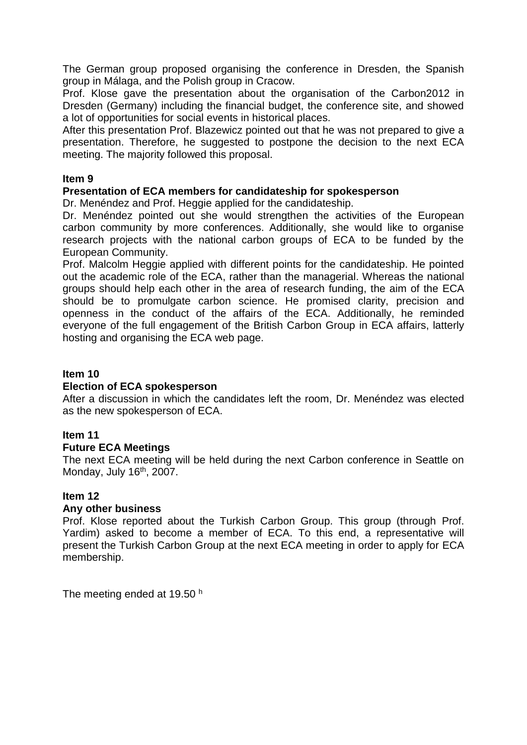The German group proposed organising the conference in Dresden, the Spanish group in Málaga, and the Polish group in Cracow.

Prof. Klose gave the presentation about the organisation of the Carbon2012 in Dresden (Germany) including the financial budget, the conference site, and showed a lot of opportunities for social events in historical places.

After this presentation Prof. Blazewicz pointed out that he was not prepared to give a presentation. Therefore, he suggested to postpone the decision to the next ECA meeting. The majority followed this proposal.

**Item 9**

**Presentation of ECA members for candidateship for spokesperson**

Dr. Menéndez and Prof. Heggie applied for the candidateship.

Dr. Menéndez pointed out she would strengthen the activities of the European carbon community by more conferences. Additionally, she would like to organise research projects with the national carbon groups of ECA to be funded by the European Community.

Prof. Malcolm Heggie applied with different points for the candidateship. He pointed out the academic role of the ECA, rather than the managerial. Whereas the national groups should help each other in the area of research funding, the aim of the ECA should be to promulgate carbon science. He promised clarity, precision and openness in the conduct of the affairs of the ECA. Additionally, he reminded everyone of the full engagement of the British Carbon Group in ECA affairs, latterly hosting and organising the ECA web page.

**Item 10**

**Election of ECA spokesperson**

After a discussion in which the candidates left the room, Dr. Menéndez was elected as the new spokesperson of ECA.

**Item 11**

**Future ECA Meetings**

The next ECA meeting will be held during the next Carbon conference in Seattle on Monday, July 16th, 2007.

**Item 12**

**Any other business**

Prof. Klose reported about the Turkish Carbon Group. This group (through Prof. Yardim) asked to become a member of ECA. To this end, a representative will present the Turkish Carbon Group at the next ECA meeting in order to apply for ECA membership.

The meeting ended at 19.50 h